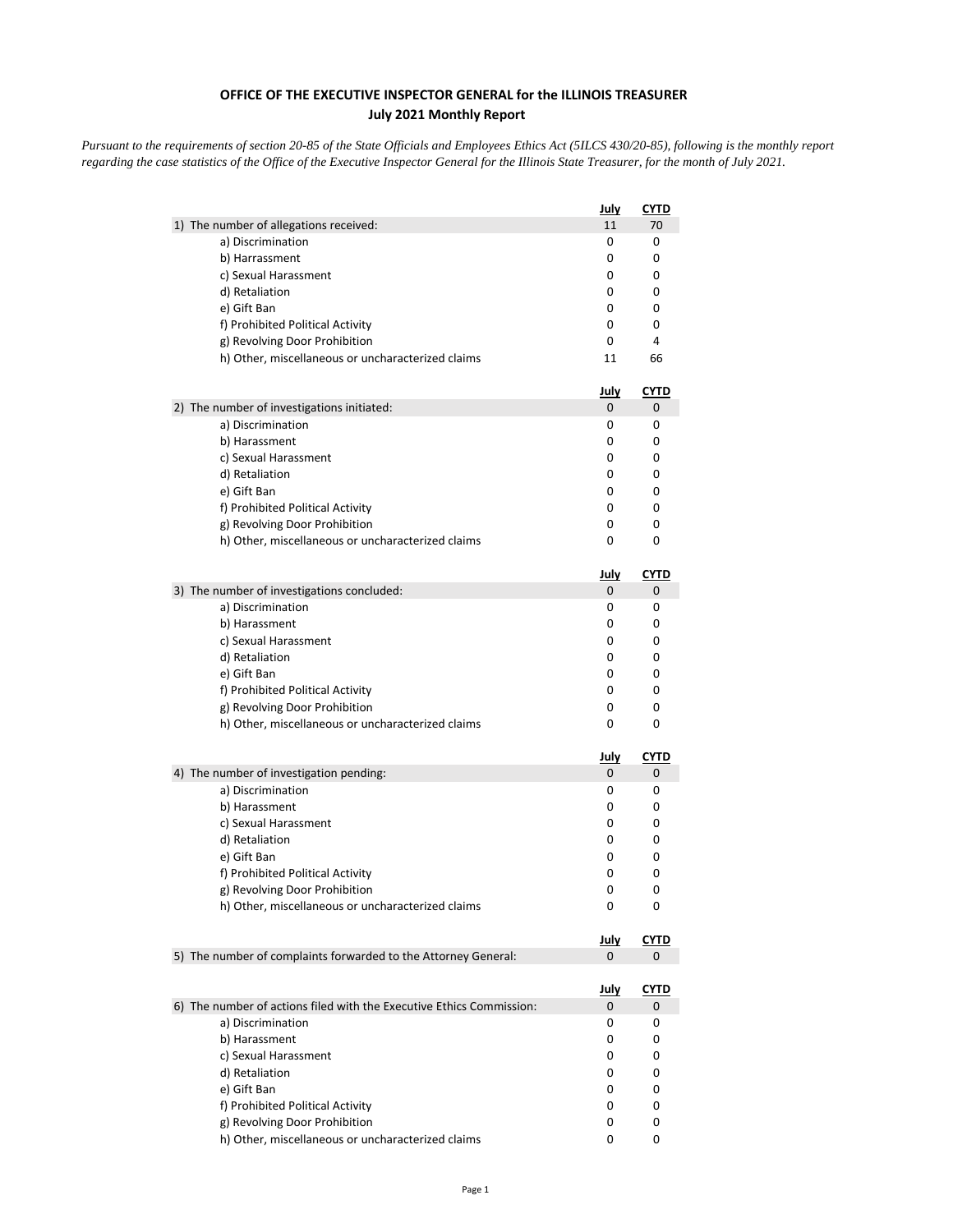**OFFICE OF THE EXECUTIVE INSPECTOR GENERAL for the ILLINOIS TREASURER**
**July 2021 Monthly Report**

*Pursuant to the requirements of section 20-85 of the State Officials and Employees Ethics Act (5ILCS 430/20-85), following is the monthly report regarding the case statistics of the Office of the Executive Inspector General for the Illinois State Treasurer, for the month of July 2021.*

| | July | CYTD |
|---|---|---|
| 1) The number of allegations received: | 11 | 70 |
| a) Discrimination | 0 | 0 |
| b) Harrassment | 0 | 0 |
| c) Sexual Harassment | 0 | 0 |
| d) Retaliation | 0 | 0 |
| e) Gift Ban | 0 | 0 |
| f) Prohibited Political Activity | 0 | 0 |
| g) Revolving Door Prohibition | 0 | 4 |
| h) Other, miscellaneous or uncharacterized claims | 11 | 66 |

| | July | CYTD |
|---|---|---|
| 2) The number of investigations initiated: | 0 | 0 |
| a) Discrimination | 0 | 0 |
| b) Harassment | 0 | 0 |
| c) Sexual Harassment | 0 | 0 |
| d) Retaliation | 0 | 0 |
| e) Gift Ban | 0 | 0 |
| f) Prohibited Political Activity | 0 | 0 |
| g) Revolving Door Prohibition | 0 | 0 |
| h) Other, miscellaneous or uncharacterized claims | 0 | 0 |

| | July | CYTD |
|---|---|---|
| 3) The number of investigations concluded: | 0 | 0 |
| a) Discrimination | 0 | 0 |
| b) Harassment | 0 | 0 |
| c) Sexual Harassment | 0 | 0 |
| d) Retaliation | 0 | 0 |
| e) Gift Ban | 0 | 0 |
| f) Prohibited Political Activity | 0 | 0 |
| g) Revolving Door Prohibition | 0 | 0 |
| h) Other, miscellaneous or uncharacterized claims | 0 | 0 |

| | July | CYTD |
|---|---|---|
| 4) The number of investigation pending: | 0 | 0 |
| a) Discrimination | 0 | 0 |
| b) Harassment | 0 | 0 |
| c) Sexual Harassment | 0 | 0 |
| d) Retaliation | 0 | 0 |
| e) Gift Ban | 0 | 0 |
| f) Prohibited Political Activity | 0 | 0 |
| g) Revolving Door Prohibition | 0 | 0 |
| h) Other, miscellaneous or uncharacterized claims | 0 | 0 |

| | July | CYTD |
|---|---|---|
| 5) The number of complaints forwarded to the Attorney General: | 0 | 0 |

| | July | CYTD |
|---|---|---|
| 6) The number of actions filed with the Executive Ethics Commission: | 0 | 0 |
| a) Discrimination | 0 | 0 |
| b) Harassment | 0 | 0 |
| c) Sexual Harassment | 0 | 0 |
| d) Retaliation | 0 | 0 |
| e) Gift Ban | 0 | 0 |
| f) Prohibited Political Activity | 0 | 0 |
| g) Revolving Door Prohibition | 0 | 0 |
| h) Other, miscellaneous or uncharacterized claims | 0 | 0 |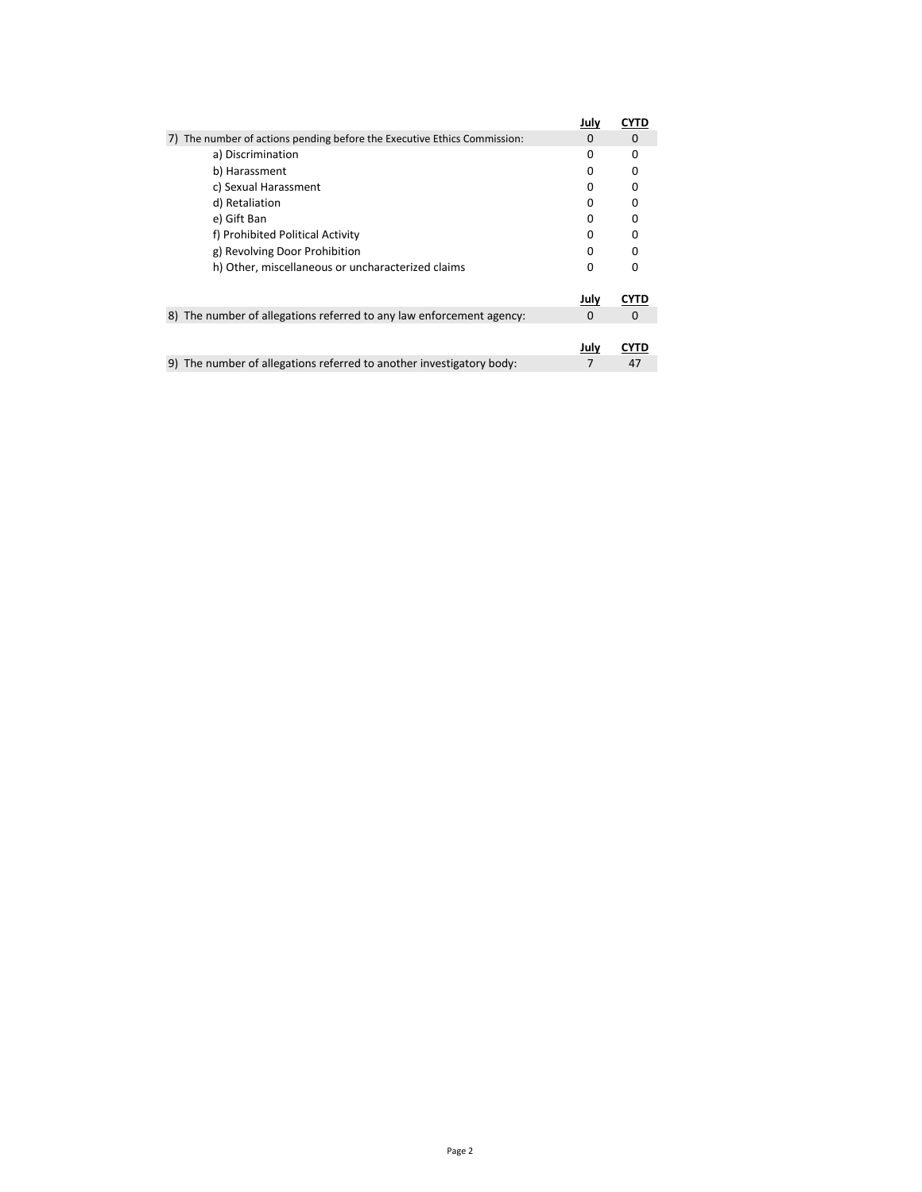| | July | CYTD |
|---|---|---|
| 7) The number of actions pending before the Executive Ethics Commission: | 0 | 0 |
| a) Discrimination | 0 | 0 |
| b) Harassment | 0 | 0 |
| c) Sexual Harassment | 0 | 0 |
| d) Retaliation | 0 | 0 |
| e) Gift Ban | 0 | 0 |
| f) Prohibited Political Activity | 0 | 0 |
| g) Revolving Door Prohibition | 0 | 0 |
| h) Other, miscellaneous or uncharacterized claims | 0 | 0 |

| | July | CYTD |
|---|---|---|
| 8) The number of allegations referred to any law enforcement agency: | 0 | 0 |

| | July | CYTD |
|---|---|---|
| 9) The number of allegations referred to another investigatory body: | 7 | 47 |